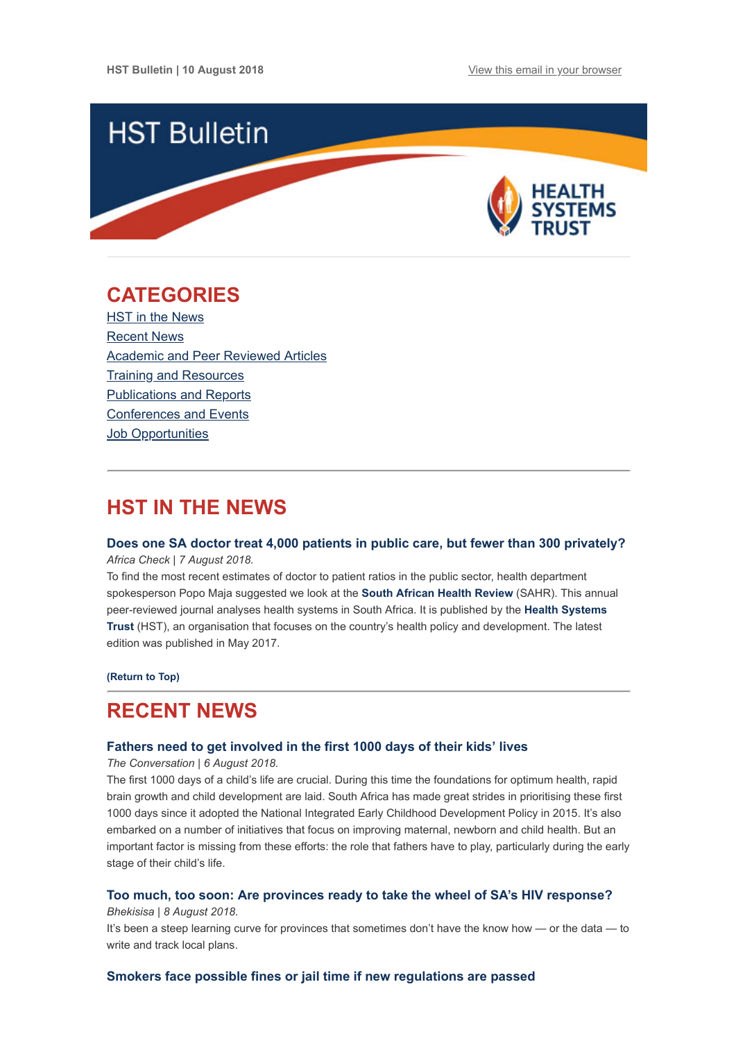HST Bulletin | 10 August 2018 View this email in your browser

# HST Bulletin

HEALTH SYSTEMS TRUST

## CATEGORIES

HST in the News
Recent News
Academic and Peer Reviewed Articles
Training and Resources
Publications and Reports
Conferences and Events
Job Opportunities

## HST IN THE NEWS

### Does one SA doctor treat 4,000 patients in public care, but fewer than 300 privately?

*Africa Check | 7 August 2018.*

To find the most recent estimates of doctor to patient ratios in the public sector, health department spokesperson Popo Maja suggested we look at the **South African Health Review** (SAHR). This annual peer-reviewed journal analyses health systems in South Africa. It is published by the **Health Systems Trust** (HST), an organisation that focuses on the country's health policy and development. The latest edition was published in May 2017.

**(Return to Top)**

## RECENT NEWS

### Fathers need to get involved in the first 1000 days of their kids' lives

*The Conversation | 6 August 2018.*

The first 1000 days of a child's life are crucial. During this time the foundations for optimum health, rapid brain growth and child development are laid. South Africa has made great strides in prioritising these first 1000 days since it adopted the National Integrated Early Childhood Development Policy in 2015. It's also embarked on a number of initiatives that focus on improving maternal, newborn and child health. But an important factor is missing from these efforts: the role that fathers have to play, particularly during the early stage of their child's life.

### Too much, too soon: Are provinces ready to take the wheel of SA's HIV response?

*Bhekisisa | 8 August 2018.*

It's been a steep learning curve for provinces that sometimes don't have the know how — or the data — to write and track local plans.

### Smokers face possible fines or jail time if new regulations are passed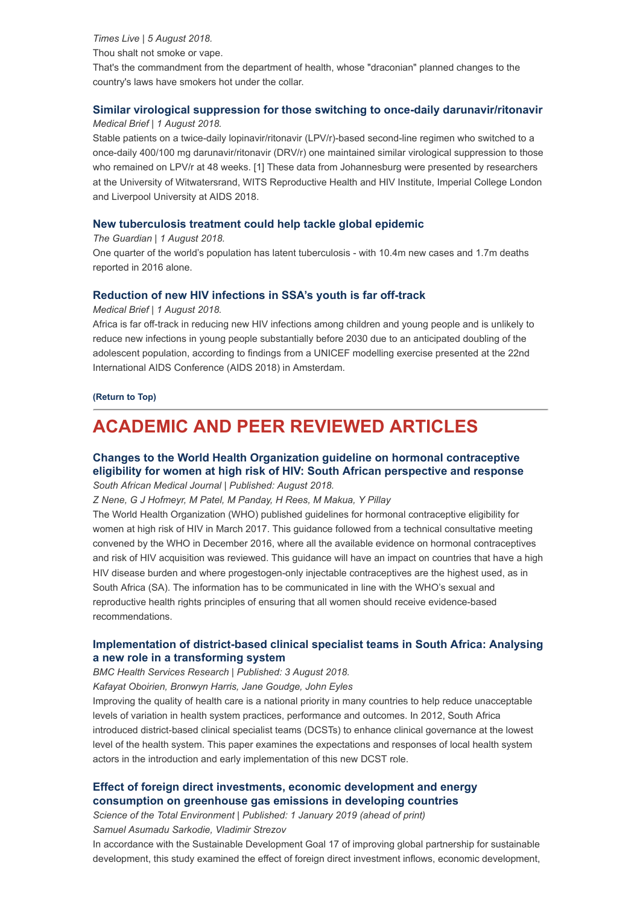*Times Live | 5 August 2018.*

Thou shalt not smoke or vape.

That's the commandment from the department of health, whose "draconian" planned changes to the country's laws have smokers hot under the collar.

### Similar virological suppression for those switching to once-daily darunavir/ritonavir

*Medical Brief | 1 August 2018.*

Stable patients on a twice-daily lopinavir/ritonavir (LPV/r)-based second-line regimen who switched to a once-daily 400/100 mg darunavir/ritonavir (DRV/r) one maintained similar virological suppression to those who remained on LPV/r at 48 weeks. [1] These data from Johannesburg were presented by researchers at the University of Witwatersrand, WITS Reproductive Health and HIV Institute, Imperial College London and Liverpool University at AIDS 2018.

### New tuberculosis treatment could help tackle global epidemic

*The Guardian | 1 August 2018.*

One quarter of the world's population has latent tuberculosis - with 10.4m new cases and 1.7m deaths reported in 2016 alone.

### Reduction of new HIV infections in SSA's youth is far off-track

*Medical Brief | 1 August 2018.*

Africa is far off-track in reducing new HIV infections among children and young people and is unlikely to reduce new infections in young people substantially before 2030 due to an anticipated doubling of the adolescent population, according to findings from a UNICEF modelling exercise presented at the 22nd International AIDS Conference (AIDS 2018) in Amsterdam.

**(Return to Top)**

---

## ACADEMIC AND PEER REVIEWED ARTICLES

### Changes to the World Health Organization guideline on hormonal contraceptive eligibility for women at high risk of HIV: South African perspective and response

*South African Medical Journal | Published: August 2018.*

*Z Nene, G J Hofmeyr, M Patel, M Panday, H Rees, M Makua, Y Pillay*

The World Health Organization (WHO) published guidelines for hormonal contraceptive eligibility for women at high risk of HIV in March 2017. This guidance followed from a technical consultative meeting convened by the WHO in December 2016, where all the available evidence on hormonal contraceptives and risk of HIV acquisition was reviewed. This guidance will have an impact on countries that have a high HIV disease burden and where progestogen-only injectable contraceptives are the highest used, as in South Africa (SA). The information has to be communicated in line with the WHO's sexual and reproductive health rights principles of ensuring that all women should receive evidence-based recommendations.

### Implementation of district-based clinical specialist teams in South Africa: Analysing a new role in a transforming system

*BMC Health Services Research | Published: 3 August 2018.*

*Kafayat Oboirien, Bronwyn Harris, Jane Goudge, John Eyles*

Improving the quality of health care is a national priority in many countries to help reduce unacceptable levels of variation in health system practices, performance and outcomes. In 2012, South Africa introduced district-based clinical specialist teams (DCSTs) to enhance clinical governance at the lowest level of the health system. This paper examines the expectations and responses of local health system actors in the introduction and early implementation of this new DCST role.

### Effect of foreign direct investments, economic development and energy consumption on greenhouse gas emissions in developing countries

*Science of the Total Environment | Published: 1 January 2019 (ahead of print)*

*Samuel Asumadu Sarkodie, Vladimir Strezov*

In accordance with the Sustainable Development Goal 17 of improving global partnership for sustainable development, this study examined the effect of foreign direct investment inflows, economic development,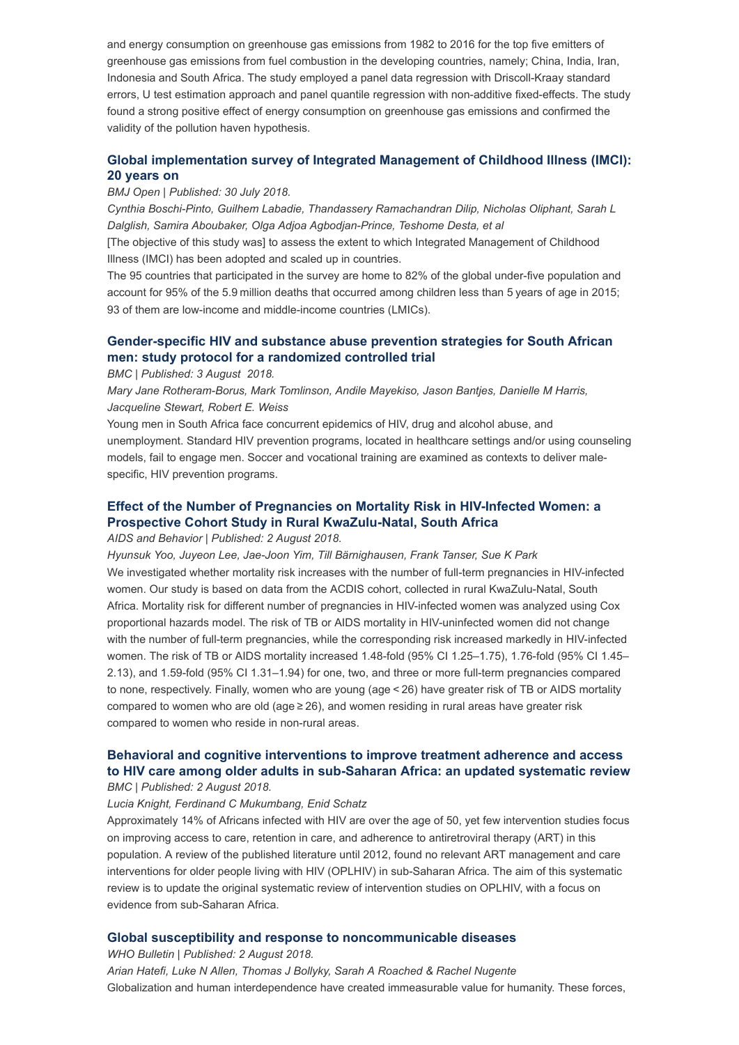and energy consumption on greenhouse gas emissions from 1982 to 2016 for the top five emitters of greenhouse gas emissions from fuel combustion in the developing countries, namely; China, India, Iran, Indonesia and South Africa. The study employed a panel data regression with Driscoll-Kraay standard errors, U test estimation approach and panel quantile regression with non-additive fixed-effects. The study found a strong positive effect of energy consumption on greenhouse gas emissions and confirmed the validity of the pollution haven hypothesis.

### Global implementation survey of Integrated Management of Childhood Illness (IMCI): 20 years on

*BMJ Open | Published: 30 July 2018.*

*Cynthia Boschi-Pinto, Guilhem Labadie, Thandassery Ramachandran Dilip, Nicholas Oliphant, Sarah L Dalglish, Samira Aboubaker, Olga Adjoa Agbodjan-Prince, Teshome Desta, et al*

[The objective of this study was] to assess the extent to which Integrated Management of Childhood Illness (IMCI) has been adopted and scaled up in countries.

The 95 countries that participated in the survey are home to 82% of the global under-five population and account for 95% of the 5.9 million deaths that occurred among children less than 5 years of age in 2015; 93 of them are low-income and middle-income countries (LMICs).

### Gender-specific HIV and substance abuse prevention strategies for South African men: study protocol for a randomized controlled trial

*BMC | Published: 3 August 2018.*

*Mary Jane Rotheram-Borus, Mark Tomlinson, Andile Mayekiso, Jason Bantjes, Danielle M Harris, Jacqueline Stewart, Robert E. Weiss*

Young men in South Africa face concurrent epidemics of HIV, drug and alcohol abuse, and unemployment. Standard HIV prevention programs, located in healthcare settings and/or using counseling models, fail to engage men. Soccer and vocational training are examined as contexts to deliver male-specific, HIV prevention programs.

### Effect of the Number of Pregnancies on Mortality Risk in HIV-Infected Women: a Prospective Cohort Study in Rural KwaZulu-Natal, South Africa

*AIDS and Behavior | Published: 2 August 2018.*

*Hyunsuk Yoo, Juyeon Lee, Jae-Joon Yim, Till Bärnighausen, Frank Tanser, Sue K Park*

We investigated whether mortality risk increases with the number of full-term pregnancies in HIV-infected women. Our study is based on data from the ACDIS cohort, collected in rural KwaZulu-Natal, South Africa. Mortality risk for different number of pregnancies in HIV-infected women was analyzed using Cox proportional hazards model. The risk of TB or AIDS mortality in HIV-uninfected women did not change with the number of full-term pregnancies, while the corresponding risk increased markedly in HIV-infected women. The risk of TB or AIDS mortality increased 1.48-fold (95% CI 1.25–1.75), 1.76-fold (95% CI 1.45–2.13), and 1.59-fold (95% CI 1.31–1.94) for one, two, and three or more full-term pregnancies compared to none, respectively. Finally, women who are young (age < 26) have greater risk of TB or AIDS mortality compared to women who are old (age ≥ 26), and women residing in rural areas have greater risk compared to women who reside in non-rural areas.

### Behavioral and cognitive interventions to improve treatment adherence and access to HIV care among older adults in sub-Saharan Africa: an updated systematic review

*BMC | Published: 2 August 2018.*

*Lucia Knight, Ferdinand C Mukumbang, Enid Schatz*

Approximately 14% of Africans infected with HIV are over the age of 50, yet few intervention studies focus on improving access to care, retention in care, and adherence to antiretroviral therapy (ART) in this population. A review of the published literature until 2012, found no relevant ART management and care interventions for older people living with HIV (OPLHIV) in sub-Saharan Africa. The aim of this systematic review is to update the original systematic review of intervention studies on OPLHIV, with a focus on evidence from sub-Saharan Africa.

### Global susceptibility and response to noncommunicable diseases

*WHO Bulletin | Published: 2 August 2018.*

*Arian Hatefi, Luke N Allen, Thomas J Bollyky, Sarah A Roached & Rachel Nugente*

Globalization and human interdependence have created immeasurable value for humanity. These forces,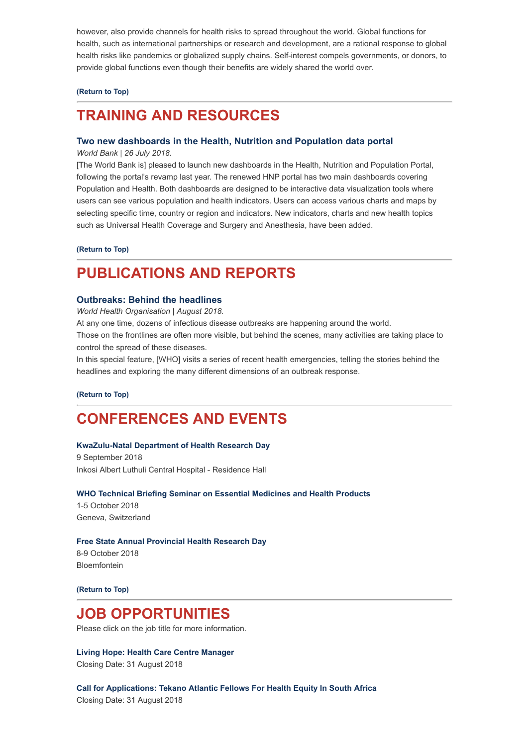however, also provide channels for health risks to spread throughout the world. Global functions for health, such as international partnerships or research and development, are a rational response to global health risks like pandemics or globalized supply chains. Self-interest compels governments, or donors, to provide global functions even though their benefits are widely shared the world over.

**(Return to Top)**

---

## TRAINING AND RESOURCES

### Two new dashboards in the Health, Nutrition and Population data portal

*World Bank | 26 July 2018.*

[The World Bank is] pleased to launch new dashboards in the Health, Nutrition and Population Portal, following the portal's revamp last year. The renewed HNP portal has two main dashboards covering Population and Health. Both dashboards are designed to be interactive data visualization tools where users can see various population and health indicators. Users can access various charts and maps by selecting specific time, country or region and indicators. New indicators, charts and new health topics such as Universal Health Coverage and Surgery and Anesthesia, have been added.

**(Return to Top)**

---

## PUBLICATIONS AND REPORTS

### Outbreaks: Behind the headlines

*World Health Organisation | August 2018.*

At any one time, dozens of infectious disease outbreaks are happening around the world.
Those on the frontlines are often more visible, but behind the scenes, many activities are taking place to control the spread of these diseases.
In this special feature, [WHO] visits a series of recent health emergencies, telling the stories behind the headlines and exploring the many different dimensions of an outbreak response.

**(Return to Top)**

---

## CONFERENCES AND EVENTS

**KwaZulu-Natal Department of Health Research Day**
9 September 2018
Inkosi Albert Luthuli Central Hospital - Residence Hall

**WHO Technical Briefing Seminar on Essential Medicines and Health Products**
1-5 October 2018
Geneva, Switzerland

**Free State Annual Provincial Health Research Day**
8-9 October 2018
Bloemfontein

**(Return to Top)**

---

## JOB OPPORTUNITIES

Please click on the job title for more information.

**Living Hope: Health Care Centre Manager**
Closing Date: 31 August 2018

**Call for Applications: Tekano Atlantic Fellows For Health Equity In South Africa**
Closing Date: 31 August 2018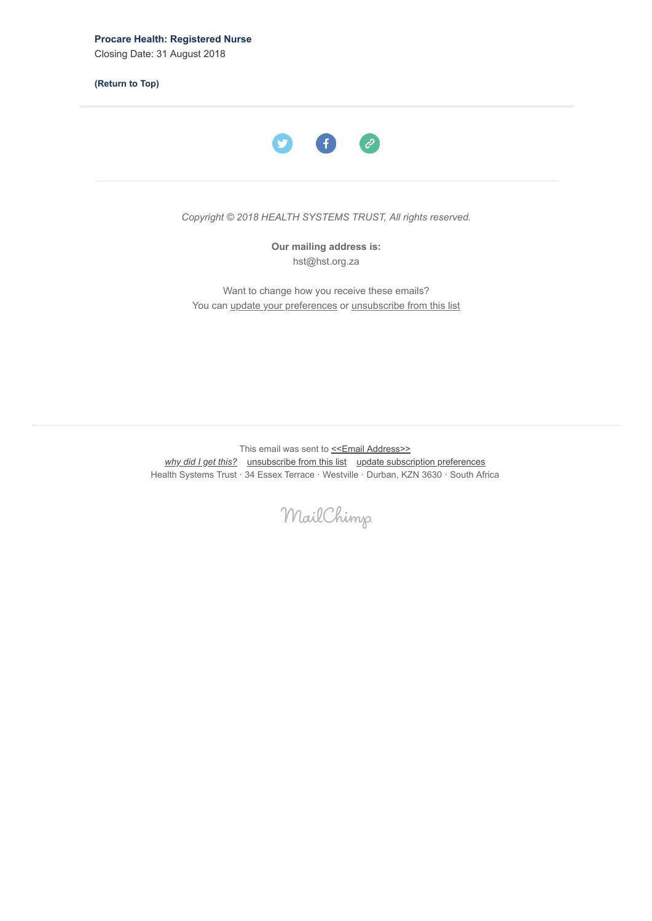**Procare Health: Registered Nurse**
Closing Date: 31 August 2018

**(Return to Top)**

*Copyright © 2018 HEALTH SYSTEMS TRUST, All rights reserved.*

**Our mailing address is:**
hst@hst.org.za

Want to change how you receive these emails?
You can update your preferences or unsubscribe from this list

This email was sent to <<Email Address>>
*why did I get this?* unsubscribe from this list update subscription preferences
Health Systems Trust · 34 Essex Terrace · Westville · Durban, KZN 3630 · South Africa

MailChimp